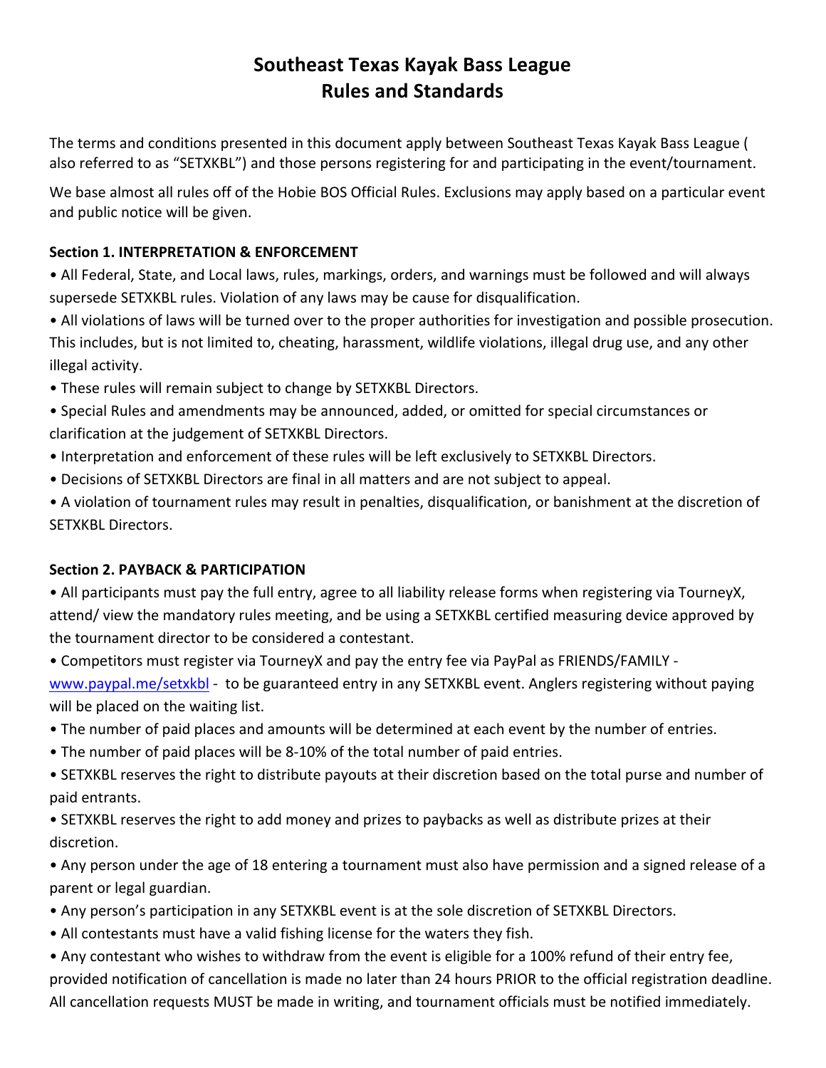# Southeast Texas Kayak Bass League
# Rules and Standards

The terms and conditions presented in this document apply between Southeast Texas Kayak Bass League ( also referred to as "SETXKBL") and those persons registering for and participating in the event/tournament.

We base almost all rules off of the Hobie BOS Official Rules. Exclusions may apply based on a particular event and public notice will be given.

### Section 1. INTERPRETATION & ENFORCEMENT

- All Federal, State, and Local laws, rules, markings, orders, and warnings must be followed and will always supersede SETXKBL rules. Violation of any laws may be cause for disqualification.
- All violations of laws will be turned over to the proper authorities for investigation and possible prosecution. This includes, but is not limited to, cheating, harassment, wildlife violations, illegal drug use, and any other illegal activity.
- These rules will remain subject to change by SETXKBL Directors.
- Special Rules and amendments may be announced, added, or omitted for special circumstances or clarification at the judgement of SETXKBL Directors.
- Interpretation and enforcement of these rules will be left exclusively to SETXKBL Directors.
- Decisions of SETXKBL Directors are final in all matters and are not subject to appeal.
- A violation of tournament rules may result in penalties, disqualification, or banishment at the discretion of SETXKBL Directors.

### Section 2. PAYBACK & PARTICIPATION

- All participants must pay the full entry, agree to all liability release forms when registering via TourneyX, attend/ view the mandatory rules meeting, and be using a SETXKBL certified measuring device approved by the tournament director to be considered a contestant.
- Competitors must register via TourneyX and pay the entry fee via PayPal as FRIENDS/FAMILY - [www.paypal.me/setxkbl](www.paypal.me/setxkbl) - to be guaranteed entry in any SETXKBL event. Anglers registering without paying will be placed on the waiting list.
- The number of paid places and amounts will be determined at each event by the number of entries.
- The number of paid places will be 8-10% of the total number of paid entries.
- SETXKBL reserves the right to distribute payouts at their discretion based on the total purse and number of paid entrants.
- SETXKBL reserves the right to add money and prizes to paybacks as well as distribute prizes at their discretion.
- Any person under the age of 18 entering a tournament must also have permission and a signed release of a parent or legal guardian.
- Any person's participation in any SETXKBL event is at the sole discretion of SETXKBL Directors.
- All contestants must have a valid fishing license for the waters they fish.
- Any contestant who wishes to withdraw from the event is eligible for a 100% refund of their entry fee, provided notification of cancellation is made no later than 24 hours PRIOR to the official registration deadline. All cancellation requests MUST be made in writing, and tournament officials must be notified immediately.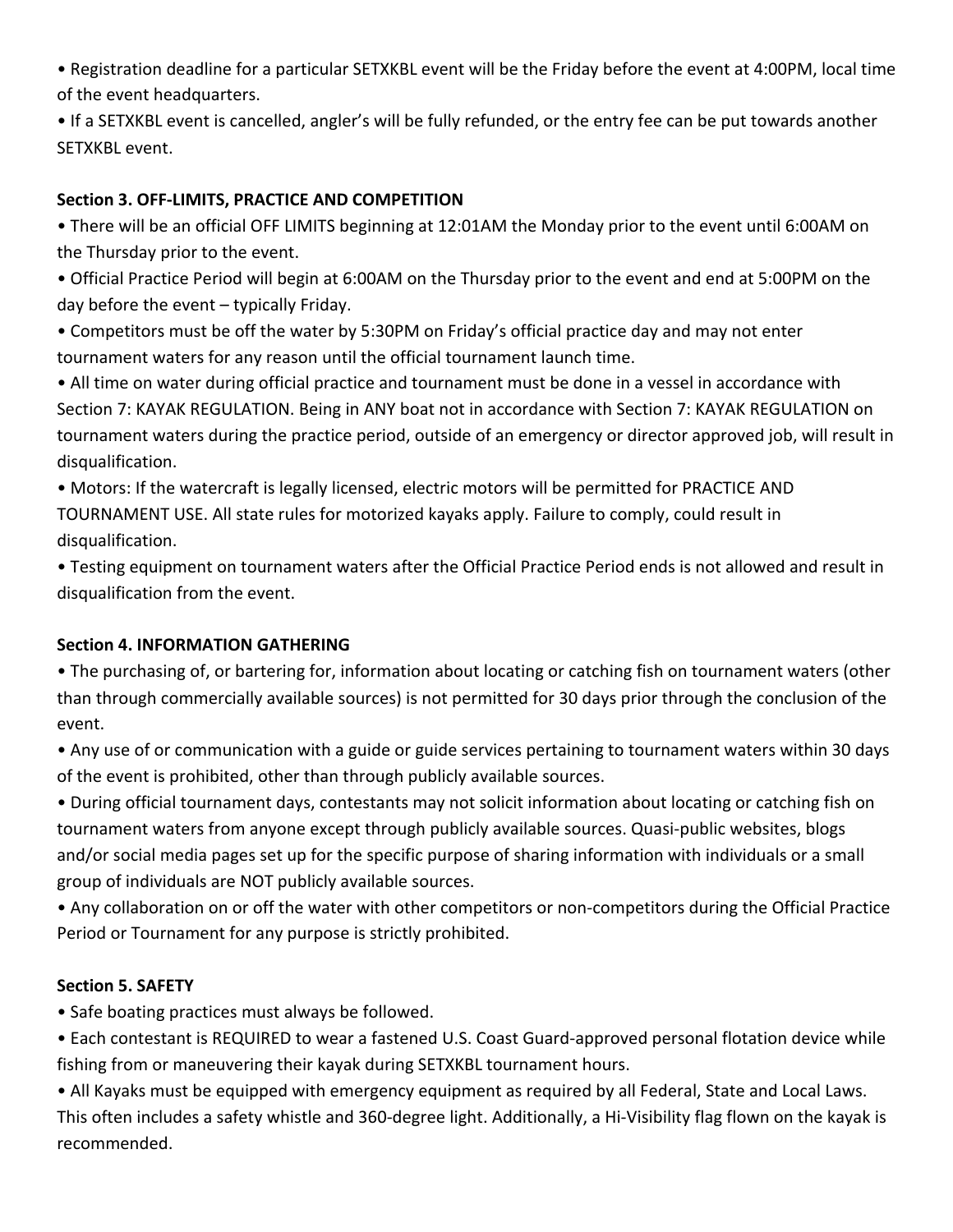- Registration deadline for a particular SETXKBL event will be the Friday before the event at 4:00PM, local time of the event headquarters.
- If a SETXKBL event is cancelled, angler's will be fully refunded, or the entry fee can be put towards another SETXKBL event.

**Section 3. OFF-LIMITS, PRACTICE AND COMPETITION**

- There will be an official OFF LIMITS beginning at 12:01AM the Monday prior to the event until 6:00AM on the Thursday prior to the event.
- Official Practice Period will begin at 6:00AM on the Thursday prior to the event and end at 5:00PM on the day before the event – typically Friday.
- Competitors must be off the water by 5:30PM on Friday's official practice day and may not enter tournament waters for any reason until the official tournament launch time.
- All time on water during official practice and tournament must be done in a vessel in accordance with Section 7: KAYAK REGULATION. Being in ANY boat not in accordance with Section 7: KAYAK REGULATION on tournament waters during the practice period, outside of an emergency or director approved job, will result in disqualification.
- Motors: If the watercraft is legally licensed, electric motors will be permitted for PRACTICE AND TOURNAMENT USE. All state rules for motorized kayaks apply. Failure to comply, could result in disqualification.
- Testing equipment on tournament waters after the Official Practice Period ends is not allowed and result in disqualification from the event.

**Section 4. INFORMATION GATHERING**

- The purchasing of, or bartering for, information about locating or catching fish on tournament waters (other than through commercially available sources) is not permitted for 30 days prior through the conclusion of the event.
- Any use of or communication with a guide or guide services pertaining to tournament waters within 30 days of the event is prohibited, other than through publicly available sources.
- During official tournament days, contestants may not solicit information about locating or catching fish on tournament waters from anyone except through publicly available sources. Quasi-public websites, blogs and/or social media pages set up for the specific purpose of sharing information with individuals or a small group of individuals are NOT publicly available sources.
- Any collaboration on or off the water with other competitors or non-competitors during the Official Practice Period or Tournament for any purpose is strictly prohibited.

**Section 5. SAFETY**

- Safe boating practices must always be followed.
- Each contestant is REQUIRED to wear a fastened U.S. Coast Guard-approved personal flotation device while fishing from or maneuvering their kayak during SETXKBL tournament hours.
- All Kayaks must be equipped with emergency equipment as required by all Federal, State and Local Laws. This often includes a safety whistle and 360-degree light. Additionally, a Hi-Visibility flag flown on the kayak is recommended.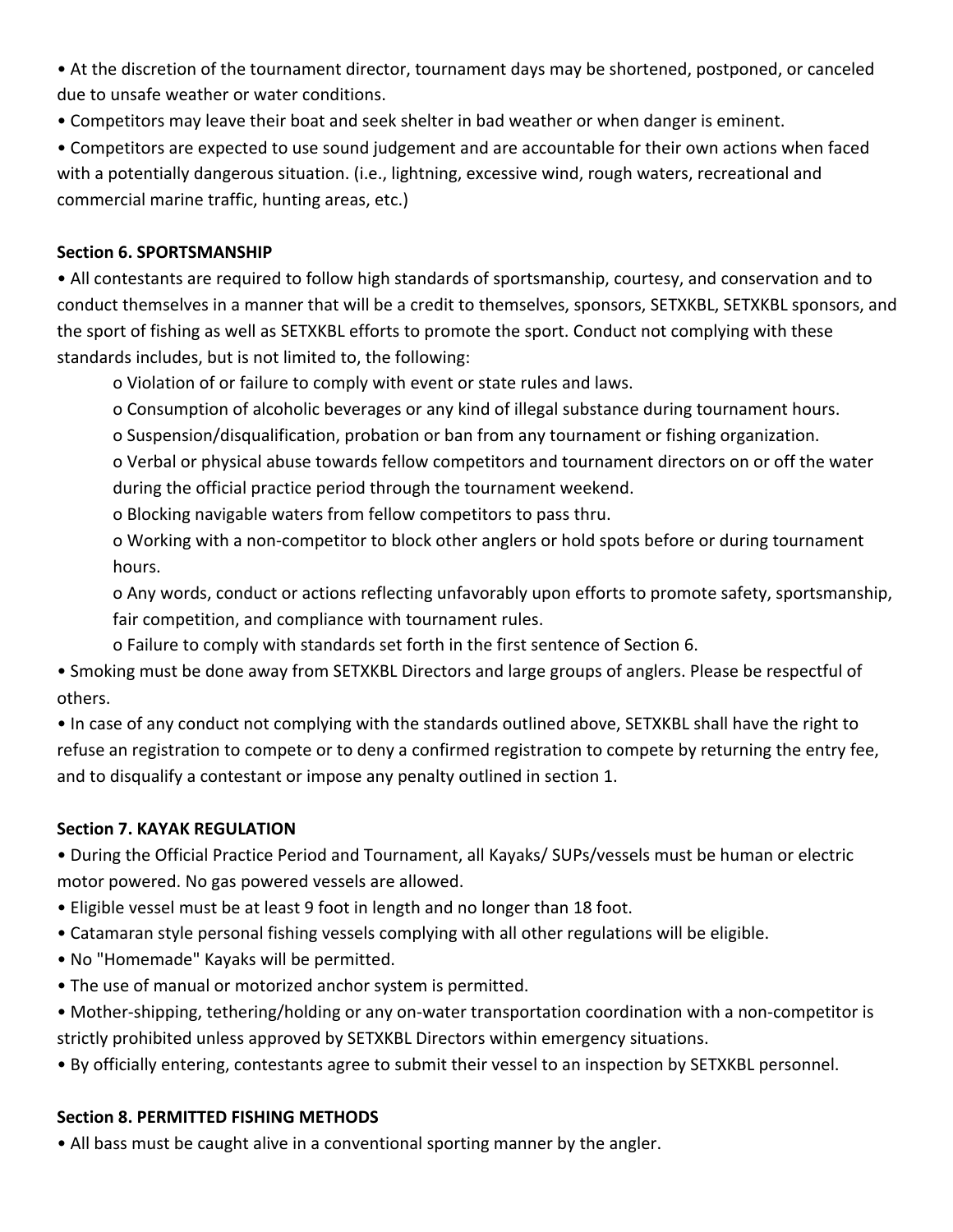- At the discretion of the tournament director, tournament days may be shortened, postponed, or canceled due to unsafe weather or water conditions.
- Competitors may leave their boat and seek shelter in bad weather or when danger is eminent.
- Competitors are expected to use sound judgement and are accountable for their own actions when faced with a potentially dangerous situation. (i.e., lightning, excessive wind, rough waters, recreational and commercial marine traffic, hunting areas, etc.)

**Section 6. SPORTSMANSHIP**

- All contestants are required to follow high standards of sportsmanship, courtesy, and conservation and to conduct themselves in a manner that will be a credit to themselves, sponsors, SETXKBL, SETXKBL sponsors, and the sport of fishing as well as SETXKBL efforts to promote the sport. Conduct not complying with these standards includes, but is not limited to, the following:
  - Violation of or failure to comply with event or state rules and laws.
  - Consumption of alcoholic beverages or any kind of illegal substance during tournament hours.
  - Suspension/disqualification, probation or ban from any tournament or fishing organization.
  - Verbal or physical abuse towards fellow competitors and tournament directors on or off the water during the official practice period through the tournament weekend.
  - Blocking navigable waters from fellow competitors to pass thru.
  - Working with a non-competitor to block other anglers or hold spots before or during tournament hours.
  - Any words, conduct or actions reflecting unfavorably upon efforts to promote safety, sportsmanship, fair competition, and compliance with tournament rules.
  - Failure to comply with standards set forth in the first sentence of Section 6.
- Smoking must be done away from SETXKBL Directors and large groups of anglers. Please be respectful of others.
- In case of any conduct not complying with the standards outlined above, SETXKBL shall have the right to refuse an registration to compete or to deny a confirmed registration to compete by returning the entry fee, and to disqualify a contestant or impose any penalty outlined in section 1.

**Section 7. KAYAK REGULATION**

- During the Official Practice Period and Tournament, all Kayaks/ SUPs/vessels must be human or electric motor powered. No gas powered vessels are allowed.
- Eligible vessel must be at least 9 foot in length and no longer than 18 foot.
- Catamaran style personal fishing vessels complying with all other regulations will be eligible.
- No "Homemade" Kayaks will be permitted.
- The use of manual or motorized anchor system is permitted.
- Mother-shipping, tethering/holding or any on-water transportation coordination with a non-competitor is strictly prohibited unless approved by SETXKBL Directors within emergency situations.
- By officially entering, contestants agree to submit their vessel to an inspection by SETXKBL personnel.

**Section 8. PERMITTED FISHING METHODS**

- All bass must be caught alive in a conventional sporting manner by the angler.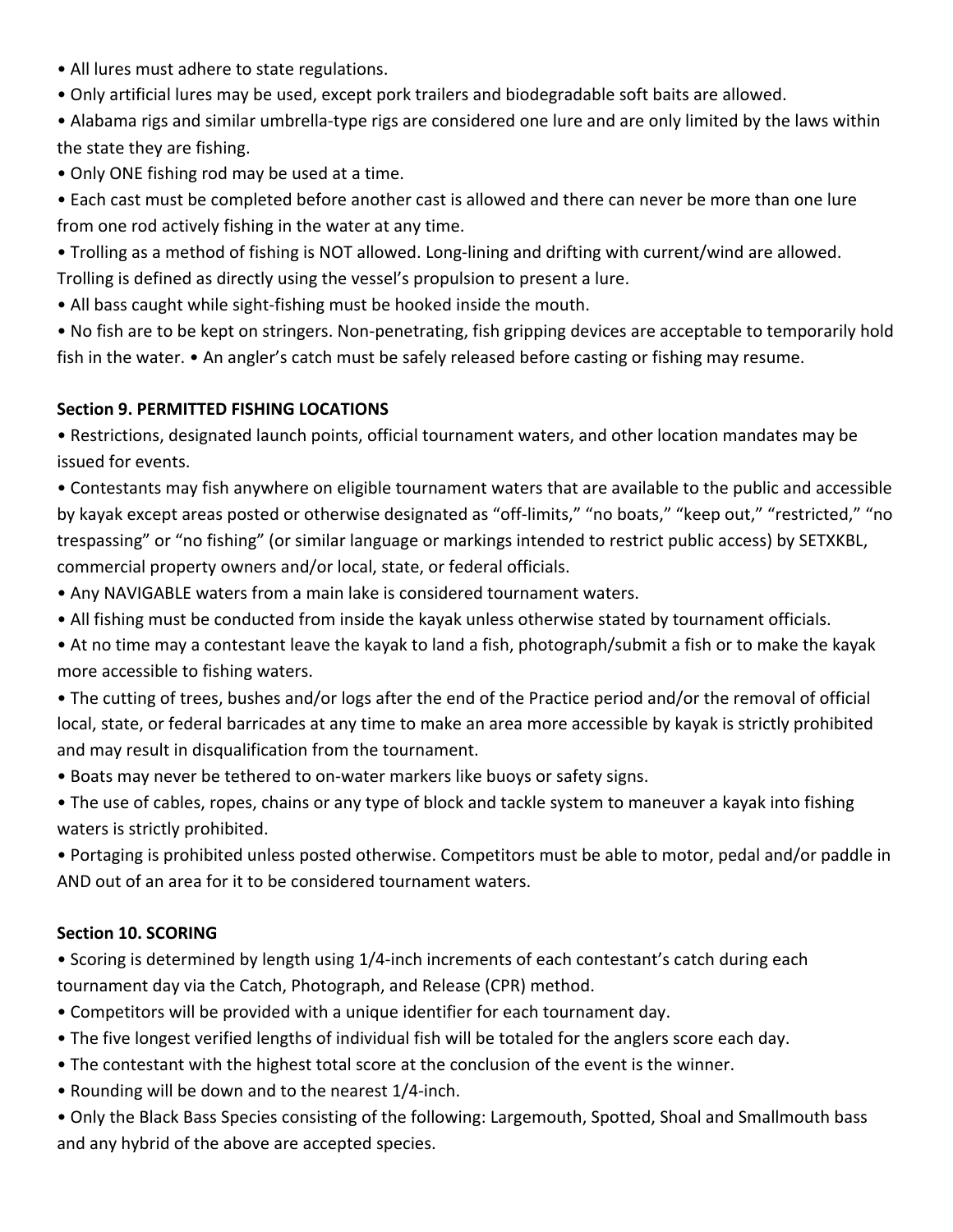- All lures must adhere to state regulations.
- Only artificial lures may be used, except pork trailers and biodegradable soft baits are allowed.
- Alabama rigs and similar umbrella-type rigs are considered one lure and are only limited by the laws within the state they are fishing.
- Only ONE fishing rod may be used at a time.
- Each cast must be completed before another cast is allowed and there can never be more than one lure from one rod actively fishing in the water at any time.
- Trolling as a method of fishing is NOT allowed. Long-lining and drifting with current/wind are allowed. Trolling is defined as directly using the vessel's propulsion to present a lure.
- All bass caught while sight-fishing must be hooked inside the mouth.
- No fish are to be kept on stringers. Non-penetrating, fish gripping devices are acceptable to temporarily hold fish in the water. • An angler's catch must be safely released before casting or fishing may resume.

**Section 9. PERMITTED FISHING LOCATIONS**

- Restrictions, designated launch points, official tournament waters, and other location mandates may be issued for events.
- Contestants may fish anywhere on eligible tournament waters that are available to the public and accessible by kayak except areas posted or otherwise designated as "off-limits," "no boats," "keep out," "restricted," "no trespassing" or "no fishing" (or similar language or markings intended to restrict public access) by SETXKBL, commercial property owners and/or local, state, or federal officials.
- Any NAVIGABLE waters from a main lake is considered tournament waters.
- All fishing must be conducted from inside the kayak unless otherwise stated by tournament officials.
- At no time may a contestant leave the kayak to land a fish, photograph/submit a fish or to make the kayak more accessible to fishing waters.
- The cutting of trees, bushes and/or logs after the end of the Practice period and/or the removal of official local, state, or federal barricades at any time to make an area more accessible by kayak is strictly prohibited and may result in disqualification from the tournament.
- Boats may never be tethered to on-water markers like buoys or safety signs.
- The use of cables, ropes, chains or any type of block and tackle system to maneuver a kayak into fishing waters is strictly prohibited.
- Portaging is prohibited unless posted otherwise. Competitors must be able to motor, pedal and/or paddle in AND out of an area for it to be considered tournament waters.

**Section 10. SCORING**

- Scoring is determined by length using 1/4-inch increments of each contestant's catch during each tournament day via the Catch, Photograph, and Release (CPR) method.
- Competitors will be provided with a unique identifier for each tournament day.
- The five longest verified lengths of individual fish will be totaled for the anglers score each day.
- The contestant with the highest total score at the conclusion of the event is the winner.
- Rounding will be down and to the nearest 1/4-inch.
- Only the Black Bass Species consisting of the following: Largemouth, Spotted, Shoal and Smallmouth bass and any hybrid of the above are accepted species.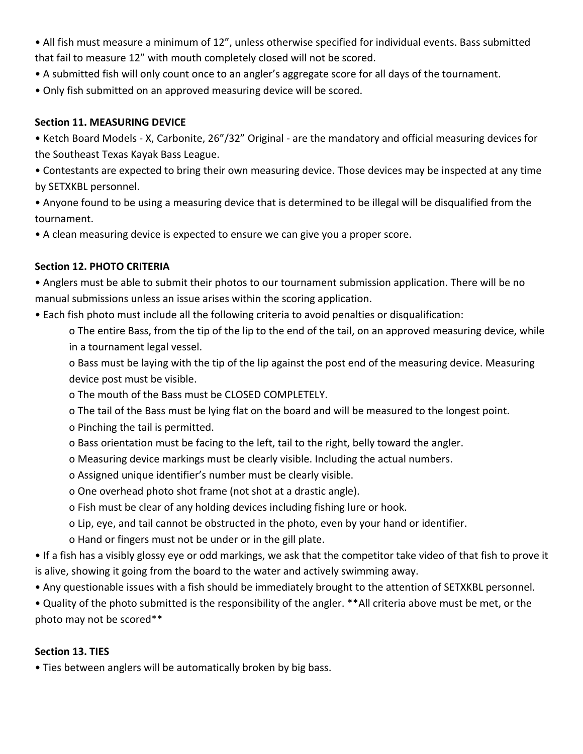- All fish must measure a minimum of 12”, unless otherwise specified for individual events. Bass submitted that fail to measure 12” with mouth completely closed will not be scored.
- A submitted fish will only count once to an angler’s aggregate score for all days of the tournament.
- Only fish submitted on an approved measuring device will be scored.

**Section 11. MEASURING DEVICE**

- Ketch Board Models - X, Carbonite, 26”/32” Original - are the mandatory and official measuring devices for the Southeast Texas Kayak Bass League.
- Contestants are expected to bring their own measuring device. Those devices may be inspected at any time by SETXKBL personnel.
- Anyone found to be using a measuring device that is determined to be illegal will be disqualified from the tournament.
- A clean measuring device is expected to ensure we can give you a proper score.

**Section 12. PHOTO CRITERIA**

- Anglers must be able to submit their photos to our tournament submission application. There will be no manual submissions unless an issue arises within the scoring application.
- Each fish photo must include all the following criteria to avoid penalties or disqualification:
  - The entire Bass, from the tip of the lip to the end of the tail, on an approved measuring device, while in a tournament legal vessel.
  - Bass must be laying with the tip of the lip against the post end of the measuring device. Measuring device post must be visible.
  - The mouth of the Bass must be CLOSED COMPLETELY.
  - The tail of the Bass must be lying flat on the board and will be measured to the longest point.
  - Pinching the tail is permitted.
  - Bass orientation must be facing to the left, tail to the right, belly toward the angler.
  - Measuring device markings must be clearly visible. Including the actual numbers.
  - Assigned unique identifier’s number must be clearly visible.
  - One overhead photo shot frame (not shot at a drastic angle).
  - Fish must be clear of any holding devices including fishing lure or hook.
  - Lip, eye, and tail cannot be obstructed in the photo, even by your hand or identifier.
  - Hand or fingers must not be under or in the gill plate.
- If a fish has a visibly glossy eye or odd markings, we ask that the competitor take video of that fish to prove it is alive, showing it going from the board to the water and actively swimming away.
- Any questionable issues with a fish should be immediately brought to the attention of SETXKBL personnel.
- Quality of the photo submitted is the responsibility of the angler. **All criteria above must be met, or the photo may not be scored**

**Section 13. TIES**

- Ties between anglers will be automatically broken by big bass.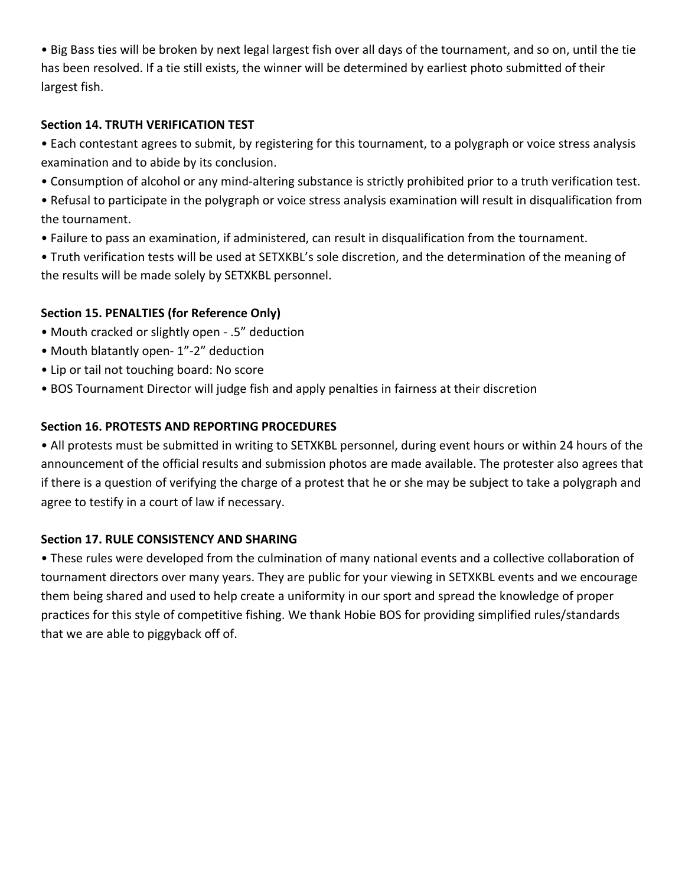• Big Bass ties will be broken by next legal largest fish over all days of the tournament, and so on, until the tie has been resolved. If a tie still exists, the winner will be determined by earliest photo submitted of their largest fish.

**Section 14. TRUTH VERIFICATION TEST**

• Each contestant agrees to submit, by registering for this tournament, to a polygraph or voice stress analysis examination and to abide by its conclusion.

• Consumption of alcohol or any mind-altering substance is strictly prohibited prior to a truth verification test.

• Refusal to participate in the polygraph or voice stress analysis examination will result in disqualification from the tournament.

• Failure to pass an examination, if administered, can result in disqualification from the tournament.

• Truth verification tests will be used at SETXKBL's sole discretion, and the determination of the meaning of the results will be made solely by SETXKBL personnel.

**Section 15. PENALTIES (for Reference Only)**

• Mouth cracked or slightly open - .5" deduction

• Mouth blatantly open- 1"-2" deduction

• Lip or tail not touching board: No score

• BOS Tournament Director will judge fish and apply penalties in fairness at their discretion

**Section 16. PROTESTS AND REPORTING PROCEDURES**

• All protests must be submitted in writing to SETXKBL personnel, during event hours or within 24 hours of the announcement of the official results and submission photos are made available. The protester also agrees that if there is a question of verifying the charge of a protest that he or she may be subject to take a polygraph and agree to testify in a court of law if necessary.

**Section 17. RULE CONSISTENCY AND SHARING**

• These rules were developed from the culmination of many national events and a collective collaboration of tournament directors over many years. They are public for your viewing in SETXKBL events and we encourage them being shared and used to help create a uniformity in our sport and spread the knowledge of proper practices for this style of competitive fishing. We thank Hobie BOS for providing simplified rules/standards that we are able to piggyback off of.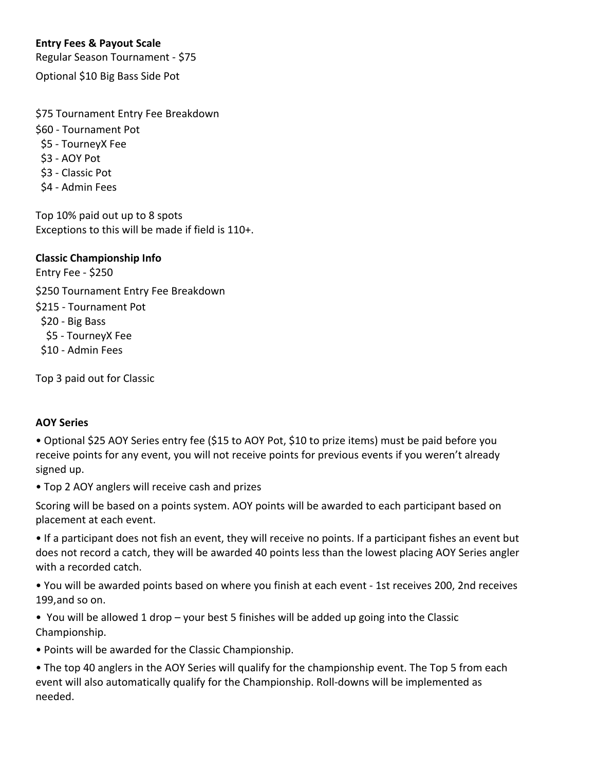**Entry Fees & Payout Scale**

Regular Season Tournament - $75

Optional $10 Big Bass Side Pot

$75 Tournament Entry Fee Breakdown

$60 - Tournament Pot
$5 - TourneyX Fee
$3 - AOY Pot
$3 - Classic Pot
$4 - Admin Fees

Top 10% paid out up to 8 spots
Exceptions to this will be made if field is 110+.

**Classic Championship Info**

Entry Fee - $250

$250 Tournament Entry Fee Breakdown

$215 - Tournament Pot
$20 - Big Bass
$5 - TourneyX Fee
$10 - Admin Fees

Top 3 paid out for Classic

**AOY Series**

- Optional $25 AOY Series entry fee ($15 to AOY Pot, $10 to prize items) must be paid before you receive points for any event, you will not receive points for previous events if you weren't already signed up.
- Top 2 AOY anglers will receive cash and prizes

Scoring will be based on a points system. AOY points will be awarded to each participant based on placement at each event.

- If a participant does not fish an event, they will receive no points. If a participant fishes an event but does not record a catch, they will be awarded 40 points less than the lowest placing AOY Series angler with a recorded catch.
- You will be awarded points based on where you finish at each event - 1st receives 200, 2nd receives 199,and so on.
- You will be allowed 1 drop – your best 5 finishes will be added up going into the Classic Championship.
- Points will be awarded for the Classic Championship.
- The top 40 anglers in the AOY Series will qualify for the championship event. The Top 5 from each event will also automatically qualify for the Championship. Roll-downs will be implemented as needed.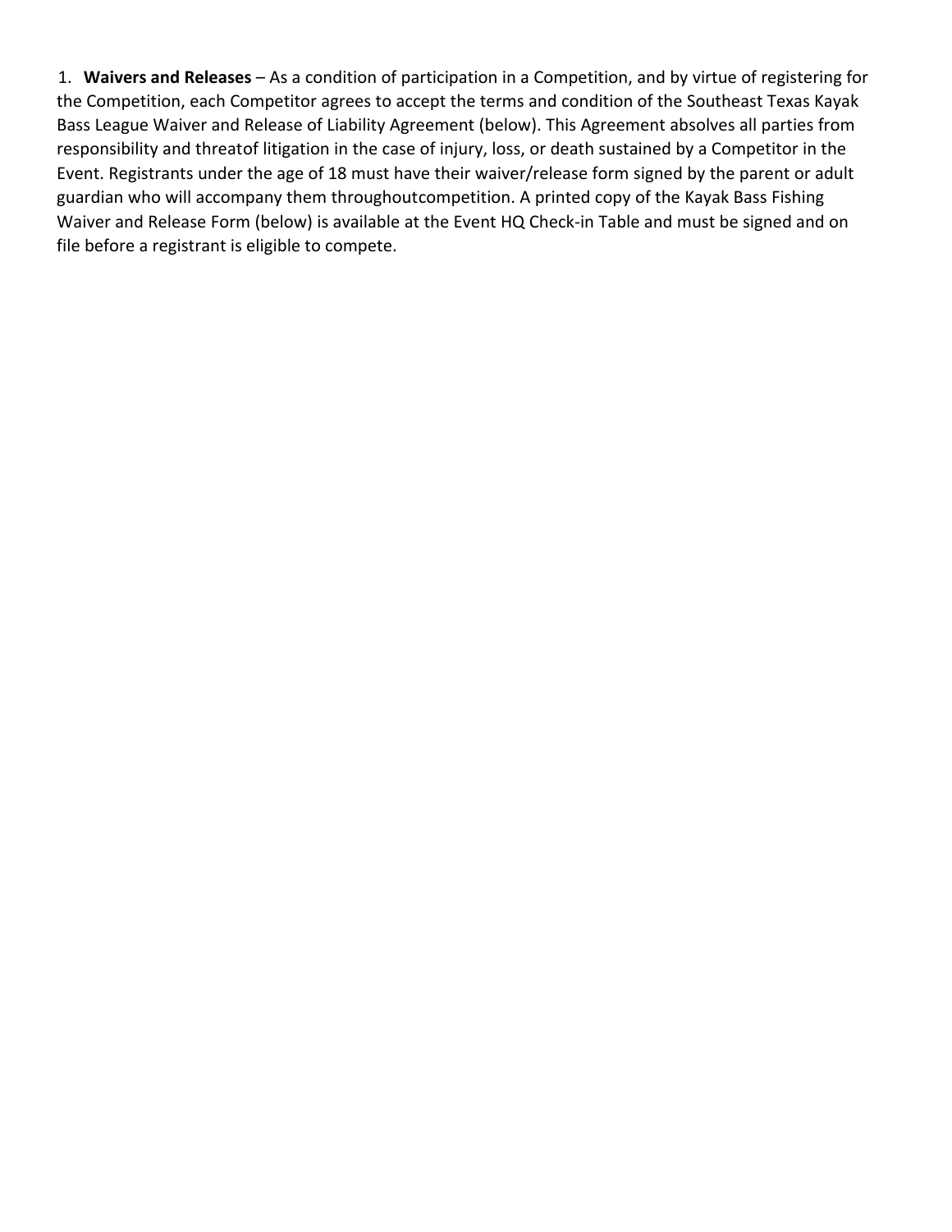1. **Waivers and Releases** – As a condition of participation in a Competition, and by virtue of registering for the Competition, each Competitor agrees to accept the terms and condition of the Southeast Texas Kayak Bass League Waiver and Release of Liability Agreement (below). This Agreement absolves all parties from responsibility and threatof litigation in the case of injury, loss, or death sustained by a Competitor in the Event. Registrants under the age of 18 must have their waiver/release form signed by the parent or adult guardian who will accompany them throughoutcompetition. A printed copy of the Kayak Bass Fishing Waiver and Release Form (below) is available at the Event HQ Check-in Table and must be signed and on file before a registrant is eligible to compete.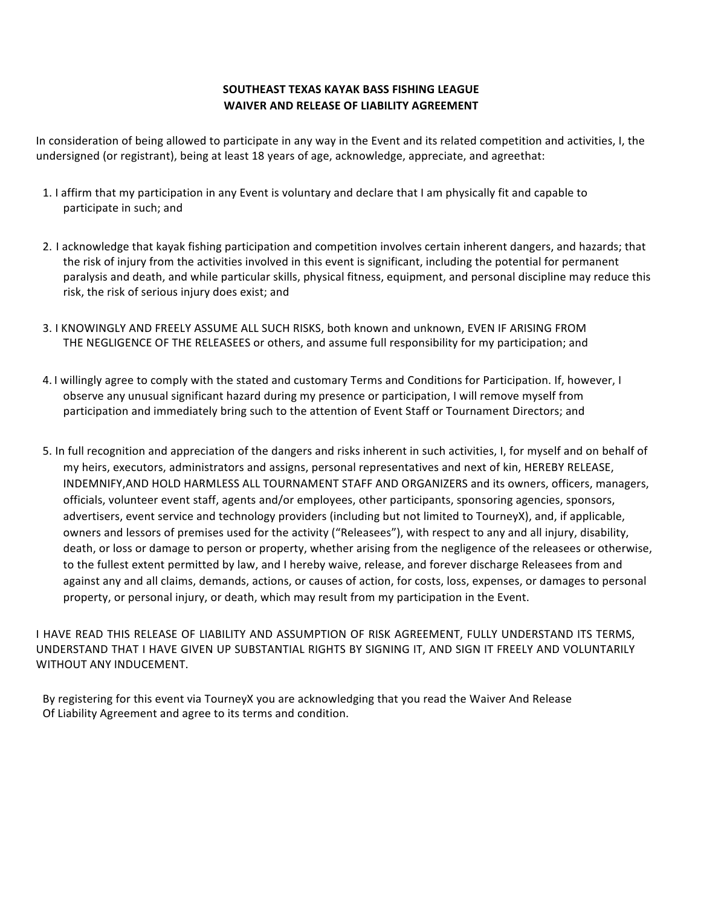**SOUTHEAST TEXAS KAYAK BASS FISHING LEAGUE**
**WAIVER AND RELEASE OF LIABILITY AGREEMENT**

In consideration of being allowed to participate in any way in the Event and its related competition and activities, I, the undersigned (or registrant), being at least 18 years of age, acknowledge, appreciate, and agreethat:

1. I affirm that my participation in any Event is voluntary and declare that I am physically fit and capable to participate in such; and

2. I acknowledge that kayak fishing participation and competition involves certain inherent dangers, and hazards; that the risk of injury from the activities involved in this event is significant, including the potential for permanent paralysis and death, and while particular skills, physical fitness, equipment, and personal discipline may reduce this risk, the risk of serious injury does exist; and

3. I KNOWINGLY AND FREELY ASSUME ALL SUCH RISKS, both known and unknown, EVEN IF ARISING FROM THE NEGLIGENCE OF THE RELEASEES or others, and assume full responsibility for my participation; and

4. I willingly agree to comply with the stated and customary Terms and Conditions for Participation. If, however, I observe any unusual significant hazard during my presence or participation, I will remove myself from participation and immediately bring such to the attention of Event Staff or Tournament Directors; and

5. In full recognition and appreciation of the dangers and risks inherent in such activities, I, for myself and on behalf of my heirs, executors, administrators and assigns, personal representatives and next of kin, HEREBY RELEASE, INDEMNIFY,AND HOLD HARMLESS ALL TOURNAMENT STAFF AND ORGANIZERS and its owners, officers, managers, officials, volunteer event staff, agents and/or employees, other participants, sponsoring agencies, sponsors, advertisers, event service and technology providers (including but not limited to TourneyX), and, if applicable, owners and lessors of premises used for the activity ("Releasees"), with respect to any and all injury, disability, death, or loss or damage to person or property, whether arising from the negligence of the releasees or otherwise, to the fullest extent permitted by law, and I hereby waive, release, and forever discharge Releasees from and against any and all claims, demands, actions, or causes of action, for costs, loss, expenses, or damages to personal property, or personal injury, or death, which may result from my participation in the Event.

I HAVE READ THIS RELEASE OF LIABILITY AND ASSUMPTION OF RISK AGREEMENT, FULLY UNDERSTAND ITS TERMS, UNDERSTAND THAT I HAVE GIVEN UP SUBSTANTIAL RIGHTS BY SIGNING IT, AND SIGN IT FREELY AND VOLUNTARILY WITHOUT ANY INDUCEMENT.

By registering for this event via TourneyX you are acknowledging that you read the Waiver And Release Of Liability Agreement and agree to its terms and condition.